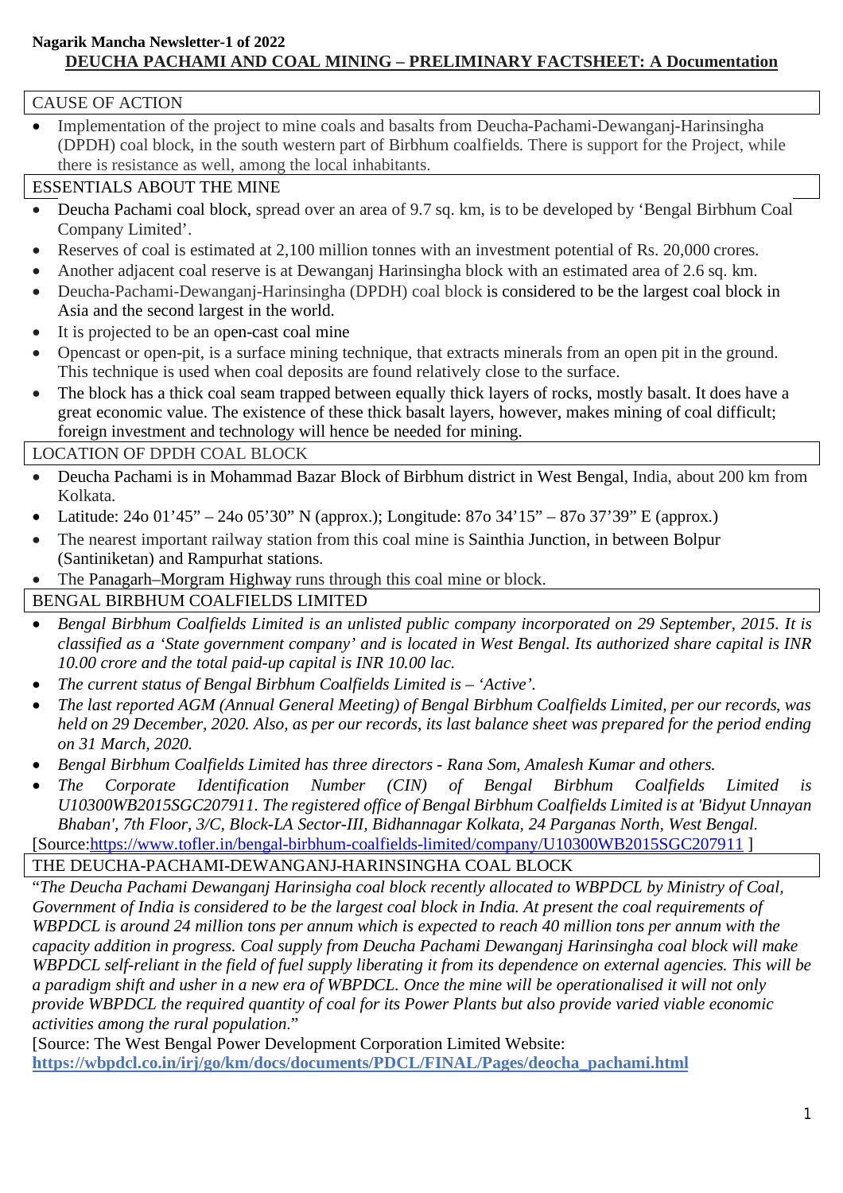**Nagarik Mancha Newsletter-1 of 2022**

# DEUCHA PACHAMI AND COAL MINING – PRELIMINARY FACTSHEET: A Documentation

## CAUSE OF ACTION

- Implementation of the project to mine coals and basalts from Deucha-Pachami-Dewanganj-Harinsingha (DPDH) coal block, in the south western part of Birbhum coalfields. There is support for the Project, while there is resistance as well, among the local inhabitants.

## ESSENTIALS ABOUT THE MINE

- Deucha Pachami coal block, spread over an area of 9.7 sq. km, is to be developed by 'Bengal Birbhum Coal Company Limited'.
- Reserves of coal is estimated at 2,100 million tonnes with an investment potential of Rs. 20,000 crores.
- Another adjacent coal reserve is at Dewanganj Harinsingha block with an estimated area of 2.6 sq. km.
- Deucha-Pachami-Dewanganj-Harinsingha (DPDH) coal block is considered to be the largest coal block in Asia and the second largest in the world.
- It is projected to be an open-cast coal mine
- Opencast or open-pit, is a surface mining technique, that extracts minerals from an open pit in the ground. This technique is used when coal deposits are found relatively close to the surface.
- The block has a thick coal seam trapped between equally thick layers of rocks, mostly basalt. It does have a great economic value. The existence of these thick basalt layers, however, makes mining of coal difficult; foreign investment and technology will hence be needed for mining.

## LOCATION OF DPDH COAL BLOCK

- Deucha Pachami is in Mohammad Bazar Block of Birbhum district in West Bengal, India, about 200 km from Kolkata.
- Latitude: 24o 01'45" – 24o 05'30" N (approx.); Longitude: 87o 34'15" – 87o 37'39" E (approx.)
- The nearest important railway station from this coal mine is Sainthia Junction, in between Bolpur (Santiniketan) and Rampurhat stations.
- The Panagarh–Morgram Highway runs through this coal mine or block.

## BENGAL BIRBHUM COALFIELDS LIMITED

- *Bengal Birbhum Coalfields Limited is an unlisted public company incorporated on 29 September, 2015. It is classified as a 'State government company' and is located in West Bengal. Its authorized share capital is INR 10.00 crore and the total paid-up capital is INR 10.00 lac.*
- *The current status of Bengal Birbhum Coalfields Limited is – 'Active'.*
- *The last reported AGM (Annual General Meeting) of Bengal Birbhum Coalfields Limited, per our records, was held on 29 December, 2020. Also, as per our records, its last balance sheet was prepared for the period ending on 31 March, 2020.*
- *Bengal Birbhum Coalfields Limited has three directors - Rana Som, Amalesh Kumar and others.*
- *The Corporate Identification Number (CIN) of Bengal Birbhum Coalfields Limited is U10300WB2015SGC207911. The registered office of Bengal Birbhum Coalfields Limited is at 'Bidyut Unnayan Bhaban', 7th Floor, 3/C, Block-LA Sector-III, Bidhannagar Kolkata, 24 Parganas North, West Bengal.*

[Source:https://www.tofler.in/bengal-birbhum-coalfields-limited/company/U10300WB2015SGC207911 ]

## THE DEUCHA-PACHAMI-DEWANGANJ-HARINSINGHA COAL BLOCK

"*The Deucha Pachami Dewanganj Harinsigha coal block recently allocated to WBPDCL by Ministry of Coal, Government of India is considered to be the largest coal block in India. At present the coal requirements of WBPDCL is around 24 million tons per annum which is expected to reach 40 million tons per annum with the capacity addition in progress. Coal supply from Deucha Pachami Dewanganj Harinsingha coal block will make WBPDCL self-reliant in the field of fuel supply liberating it from its dependence on external agencies. This will be a paradigm shift and usher in a new era of WBPDCL. Once the mine will be operationalised it will not only provide WBPDCL the required quantity of coal for its Power Plants but also provide varied viable economic activities among the rural population.*"

[Source: The West Bengal Power Development Corporation Limited Website: **https://wbpdcl.co.in/irj/go/km/docs/documents/PDCL/FINAL/Pages/deocha_pachami.html**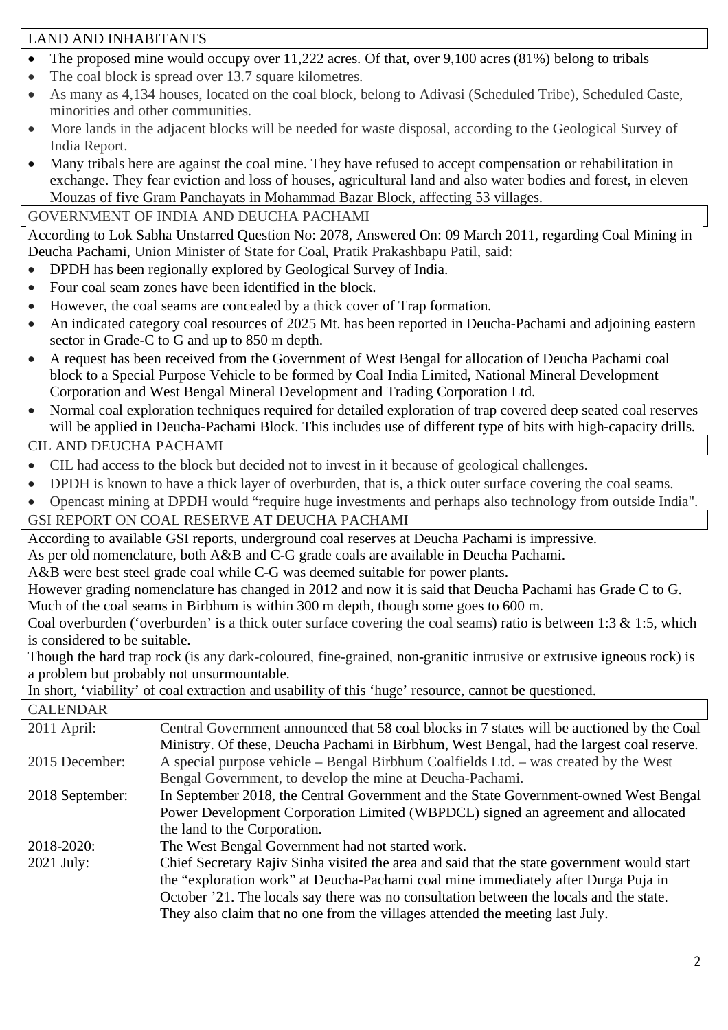## LAND AND INHABITANTS

- The proposed mine would occupy over 11,222 acres. Of that, over 9,100 acres (81%) belong to tribals
- The coal block is spread over 13.7 square kilometres.
- As many as 4,134 houses, located on the coal block, belong to Adivasi (Scheduled Tribe), Scheduled Caste, minorities and other communities.
- More lands in the adjacent blocks will be needed for waste disposal, according to the Geological Survey of India Report.
- Many tribals here are against the coal mine. They have refused to accept compensation or rehabilitation in exchange. They fear eviction and loss of houses, agricultural land and also water bodies and forest, in eleven Mouzas of five Gram Panchayats in Mohammad Bazar Block, affecting 53 villages.

## GOVERNMENT OF INDIA AND DEUCHA PACHAMI

According to Lok Sabha Unstarred Question No: 2078, Answered On: 09 March 2011, regarding Coal Mining in Deucha Pachami, Union Minister of State for Coal, Pratik Prakashbapu Patil, said:

- DPDH has been regionally explored by Geological Survey of India.
- Four coal seam zones have been identified in the block.
- However, the coal seams are concealed by a thick cover of Trap formation.
- An indicated category coal resources of 2025 Mt. has been reported in Deucha-Pachami and adjoining eastern sector in Grade-C to G and up to 850 m depth.
- A request has been received from the Government of West Bengal for allocation of Deucha Pachami coal block to a Special Purpose Vehicle to be formed by Coal India Limited, National Mineral Development Corporation and West Bengal Mineral Development and Trading Corporation Ltd.
- Normal coal exploration techniques required for detailed exploration of trap covered deep seated coal reserves will be applied in Deucha-Pachami Block. This includes use of different type of bits with high-capacity drills.

## CIL AND DEUCHA PACHAMI

- CIL had access to the block but decided not to invest in it because of geological challenges.
- DPDH is known to have a thick layer of overburden, that is, a thick outer surface covering the coal seams.
- Opencast mining at DPDH would "require huge investments and perhaps also technology from outside India".

## GSI REPORT ON COAL RESERVE AT DEUCHA PACHAMI

According to available GSI reports, underground coal reserves at Deucha Pachami is impressive.

As per old nomenclature, both A&B and C-G grade coals are available in Deucha Pachami.

A&B were best steel grade coal while C-G was deemed suitable for power plants.

However grading nomenclature has changed in 2012 and now it is said that Deucha Pachami has Grade C to G.

Much of the coal seams in Birbhum is within 300 m depth, though some goes to 600 m.

Coal overburden ('overburden' is a thick outer surface covering the coal seams) ratio is between 1:3 & 1:5, which is considered to be suitable.

Though the hard trap rock (is any dark-coloured, fine-grained, non-granitic intrusive or extrusive igneous rock) is a problem but probably not unsurmountable.

In short, 'viability' of coal extraction and usability of this 'huge' resource, cannot be questioned.

## CALENDAR

| | |
|---|---|
| 2011 April: | Central Government announced that 58 coal blocks in 7 states will be auctioned by the Coal Ministry. Of these, Deucha Pachami in Birbhum, West Bengal, had the largest coal reserve. |
| 2015 December: | A special purpose vehicle – Bengal Birbhum Coalfields Ltd. – was created by the West Bengal Government, to develop the mine at Deucha-Pachami. |
| 2018 September: | In September 2018, the Central Government and the State Government-owned West Bengal Power Development Corporation Limited (WBPDCL) signed an agreement and allocated the land to the Corporation. |
| 2018-2020: | The West Bengal Government had not started work. |
| 2021 July: | Chief Secretary Rajiv Sinha visited the area and said that the state government would start the "exploration work" at Deucha-Pachami coal mine immediately after Durga Puja in October '21. The locals say there was no consultation between the locals and the state. They also claim that no one from the villages attended the meeting last July. |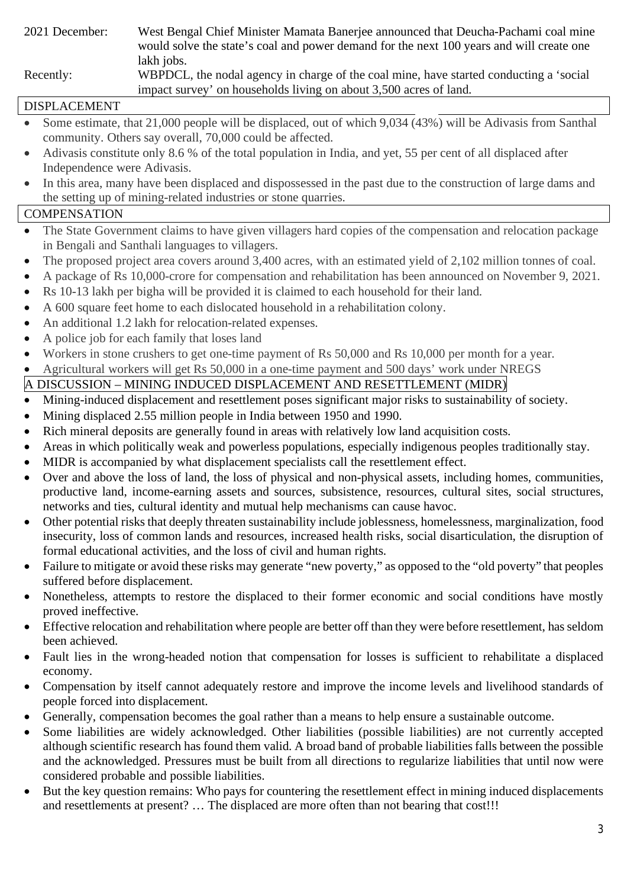2021 December: West Bengal Chief Minister Mamata Banerjee announced that Deucha-Pachami coal mine would solve the state's coal and power demand for the next 100 years and will create one lakh jobs.

Recently: WBPDCL, the nodal agency in charge of the coal mine, have started conducting a 'social impact survey' on households living on about 3,500 acres of land.

## DISPLACEMENT

- Some estimate, that 21,000 people will be displaced, out of which 9,034 (43%) will be Adivasis from Santhal community. Others say overall, 70,000 could be affected.
- Adivasis constitute only 8.6 % of the total population in India, and yet, 55 per cent of all displaced after Independence were Adivasis.
- In this area, many have been displaced and dispossessed in the past due to the construction of large dams and the setting up of mining-related industries or stone quarries.

## COMPENSATION

- The State Government claims to have given villagers hard copies of the compensation and relocation package in Bengali and Santhali languages to villagers.
- The proposed project area covers around 3,400 acres, with an estimated yield of 2,102 million tonnes of coal.
- A package of Rs 10,000-crore for compensation and rehabilitation has been announced on November 9, 2021.
- Rs 10-13 lakh per bigha will be provided it is claimed to each household for their land.
- A 600 square feet home to each dislocated household in a rehabilitation colony.
- An additional 1.2 lakh for relocation-related expenses.
- A police job for each family that loses land
- Workers in stone crushers to get one-time payment of Rs 50,000 and Rs 10,000 per month for a year.
- Agricultural workers will get Rs 50,000 in a one-time payment and 500 days' work under NREGS

## A DISCUSSION – MINING INDUCED DISPLACEMENT AND RESETTLEMENT (MIDR)

- Mining-induced displacement and resettlement poses significant major risks to sustainability of society.
- Mining displaced 2.55 million people in India between 1950 and 1990.
- Rich mineral deposits are generally found in areas with relatively low land acquisition costs.
- Areas in which politically weak and powerless populations, especially indigenous peoples traditionally stay.
- MIDR is accompanied by what displacement specialists call the resettlement effect.
- Over and above the loss of land, the loss of physical and non-physical assets, including homes, communities, productive land, income-earning assets and sources, subsistence, resources, cultural sites, social structures, networks and ties, cultural identity and mutual help mechanisms can cause havoc.
- Other potential risks that deeply threaten sustainability include joblessness, homelessness, marginalization, food insecurity, loss of common lands and resources, increased health risks, social disarticulation, the disruption of formal educational activities, and the loss of civil and human rights.
- Failure to mitigate or avoid these risks may generate "new poverty," as opposed to the "old poverty" that peoples suffered before displacement.
- Nonetheless, attempts to restore the displaced to their former economic and social conditions have mostly proved ineffective.
- Effective relocation and rehabilitation where people are better off than they were before resettlement, has seldom been achieved.
- Fault lies in the wrong-headed notion that compensation for losses is sufficient to rehabilitate a displaced economy.
- Compensation by itself cannot adequately restore and improve the income levels and livelihood standards of people forced into displacement.
- Generally, compensation becomes the goal rather than a means to help ensure a sustainable outcome.
- Some liabilities are widely acknowledged. Other liabilities (possible liabilities) are not currently accepted although scientific research has found them valid. A broad band of probable liabilities falls between the possible and the acknowledged. Pressures must be built from all directions to regularize liabilities that until now were considered probable and possible liabilities.
- But the key question remains: Who pays for countering the resettlement effect in mining induced displacements and resettlements at present? … The displaced are more often than not bearing that cost!!!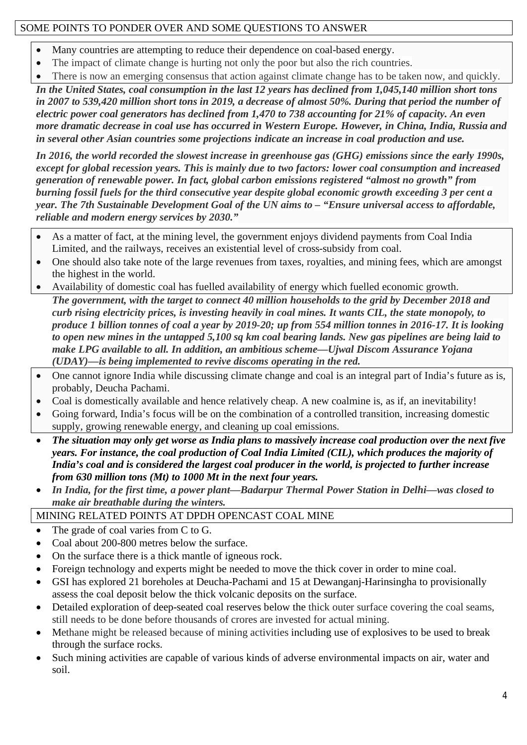## SOME POINTS TO PONDER OVER AND SOME QUESTIONS TO ANSWER

- Many countries are attempting to reduce their dependence on coal-based energy.
- The impact of climate change is hurting not only the poor but also the rich countries.
- There is now an emerging consensus that action against climate change has to be taken now, and quickly.

***In the United States, coal consumption in the last 12 years has declined from 1,045,140 million short tons in 2007 to 539,420 million short tons in 2019, a decrease of almost 50%. During that period the number of electric power coal generators has declined from 1,470 to 738 accounting for 21% of capacity. An even more dramatic decrease in coal use has occurred in Western Europe. However, in China, India, Russia and in several other Asian countries some projections indicate an increase in coal production and use.***

***In 2016, the world recorded the slowest increase in greenhouse gas (GHG) emissions since the early 1990s, except for global recession years. This is mainly due to two factors: lower coal consumption and increased generation of renewable power. In fact, global carbon emissions registered "almost no growth" from burning fossil fuels for the third consecutive year despite global economic growth exceeding 3 per cent a year. The 7th Sustainable Development Goal of the UN aims to – "Ensure universal access to affordable, reliable and modern energy services by 2030."***

- As a matter of fact, at the mining level, the government enjoys dividend payments from Coal India Limited, and the railways, receives an existential level of cross-subsidy from coal.
- One should also take note of the large revenues from taxes, royalties, and mining fees, which are amongst the highest in the world.
- Availability of domestic coal has fuelled availability of energy which fuelled economic growth.

***The government, with the target to connect 40 million households to the grid by December 2018 and curb rising electricity prices, is investing heavily in coal mines. It wants CIL, the state monopoly, to produce 1 billion tonnes of coal a year by 2019-20; up from 554 million tonnes in 2016-17. It is looking to open new mines in the untapped 5,100 sq km coal bearing lands. New gas pipelines are being laid to make LPG available to all. In addition, an ambitious scheme—Ujwal Discom Assurance Yojana (UDAY)—is being implemented to revive discoms operating in the red.***

- One cannot ignore India while discussing climate change and coal is an integral part of India's future as is, probably, Deucha Pachami.
- Coal is domestically available and hence relatively cheap. A new coalmine is, as if, an inevitability!
- Going forward, India's focus will be on the combination of a controlled transition, increasing domestic supply, growing renewable energy, and cleaning up coal emissions.
- ***The situation may only get worse as India plans to massively increase coal production over the next five years. For instance, the coal production of Coal India Limited (CIL), which produces the majority of India's coal and is considered the largest coal producer in the world, is projected to further increase from 630 million tons (Mt) to 1000 Mt in the next four years.***
- ***In India, for the first time, a power plant—Badarpur Thermal Power Station in Delhi—was closed to make air breathable during the winters.***

## MINING RELATED POINTS AT DPDH OPENCAST COAL MINE

- The grade of coal varies from C to G.
- Coal about 200-800 metres below the surface.
- On the surface there is a thick mantle of igneous rock.
- Foreign technology and experts might be needed to move the thick cover in order to mine coal.
- GSI has explored 21 boreholes at Deucha-Pachami and 15 at Dewanganj-Harinsingha to provisionally assess the coal deposit below the thick volcanic deposits on the surface.
- Detailed exploration of deep-seated coal reserves below the thick outer surface covering the coal seams, still needs to be done before thousands of crores are invested for actual mining.
- Methane might be released because of mining activities including use of explosives to be used to break through the surface rocks.
- Such mining activities are capable of various kinds of adverse environmental impacts on air, water and soil.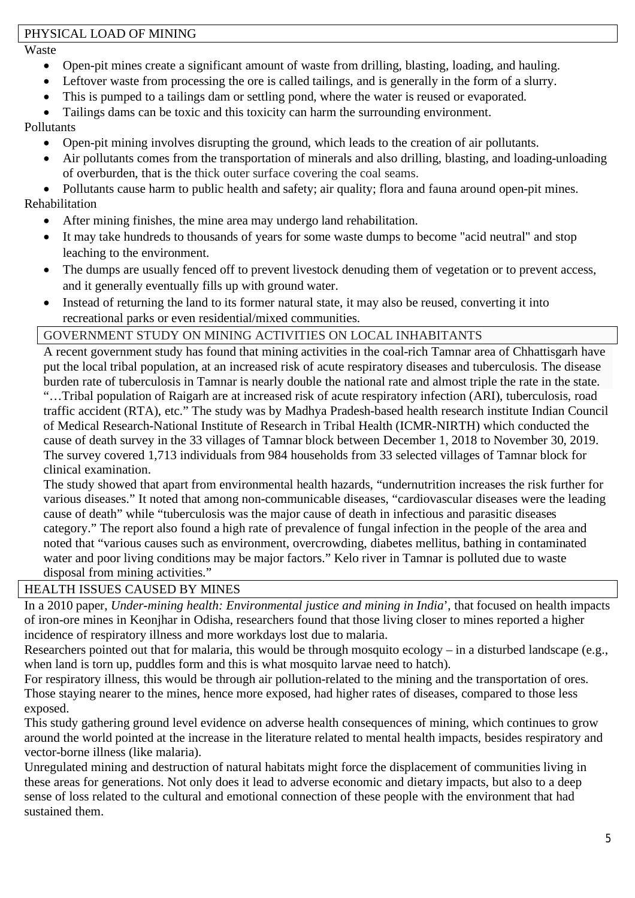## PHYSICAL LOAD OF MINING

Waste

- Open-pit mines create a significant amount of waste from drilling, blasting, loading, and hauling.
- Leftover waste from processing the ore is called tailings, and is generally in the form of a slurry.
- This is pumped to a tailings dam or settling pond, where the water is reused or evaporated.
- Tailings dams can be toxic and this toxicity can harm the surrounding environment.

Pollutants

- Open-pit mining involves disrupting the ground, which leads to the creation of air pollutants.
- Air pollutants comes from the transportation of minerals and also drilling, blasting, and loading-unloading of overburden, that is the thick outer surface covering the coal seams.
- Pollutants cause harm to public health and safety; air quality; flora and fauna around open-pit mines.

Rehabilitation

- After mining finishes, the mine area may undergo land rehabilitation.
- It may take hundreds to thousands of years for some waste dumps to become "acid neutral" and stop leaching to the environment.
- The dumps are usually fenced off to prevent livestock denuding them of vegetation or to prevent access, and it generally eventually fills up with ground water.
- Instead of returning the land to its former natural state, it may also be reused, converting it into recreational parks or even residential/mixed communities.

## GOVERNMENT STUDY ON MINING ACTIVITIES ON LOCAL INHABITANTS

A recent government study has found that mining activities in the coal-rich Tamnar area of Chhattisgarh have put the local tribal population, at an increased risk of acute respiratory diseases and tuberculosis. The disease burden rate of tuberculosis in Tamnar is nearly double the national rate and almost triple the rate in the state.

"…Tribal population of Raigarh are at increased risk of acute respiratory infection (ARI), tuberculosis, road traffic accident (RTA), etc." The study was by Madhya Pradesh-based health research institute Indian Council of Medical Research-National Institute of Research in Tribal Health (ICMR-NIRTH) which conducted the cause of death survey in the 33 villages of Tamnar block between December 1, 2018 to November 30, 2019. The survey covered 1,713 individuals from 984 households from 33 selected villages of Tamnar block for clinical examination.

The study showed that apart from environmental health hazards, "undernutrition increases the risk further for various diseases." It noted that among non-communicable diseases, "cardiovascular diseases were the leading cause of death" while "tuberculosis was the major cause of death in infectious and parasitic diseases category." The report also found a high rate of prevalence of fungal infection in the people of the area and noted that "various causes such as environment, overcrowding, diabetes mellitus, bathing in contaminated water and poor living conditions may be major factors." Kelo river in Tamnar is polluted due to waste disposal from mining activities."

## HEALTH ISSUES CAUSED BY MINES

In a 2010 paper, *Under-mining health: Environmental justice and mining in India*', that focused on health impacts of iron-ore mines in Keonjhar in Odisha, researchers found that those living closer to mines reported a higher incidence of respiratory illness and more workdays lost due to malaria.

Researchers pointed out that for malaria, this would be through mosquito ecology – in a disturbed landscape (e.g., when land is torn up, puddles form and this is what mosquito larvae need to hatch).

For respiratory illness, this would be through air pollution-related to the mining and the transportation of ores. Those staying nearer to the mines, hence more exposed, had higher rates of diseases, compared to those less exposed.

This study gathering ground level evidence on adverse health consequences of mining, which continues to grow around the world pointed at the increase in the literature related to mental health impacts, besides respiratory and vector-borne illness (like malaria).

Unregulated mining and destruction of natural habitats might force the displacement of communities living in these areas for generations. Not only does it lead to adverse economic and dietary impacts, but also to a deep sense of loss related to the cultural and emotional connection of these people with the environment that had sustained them.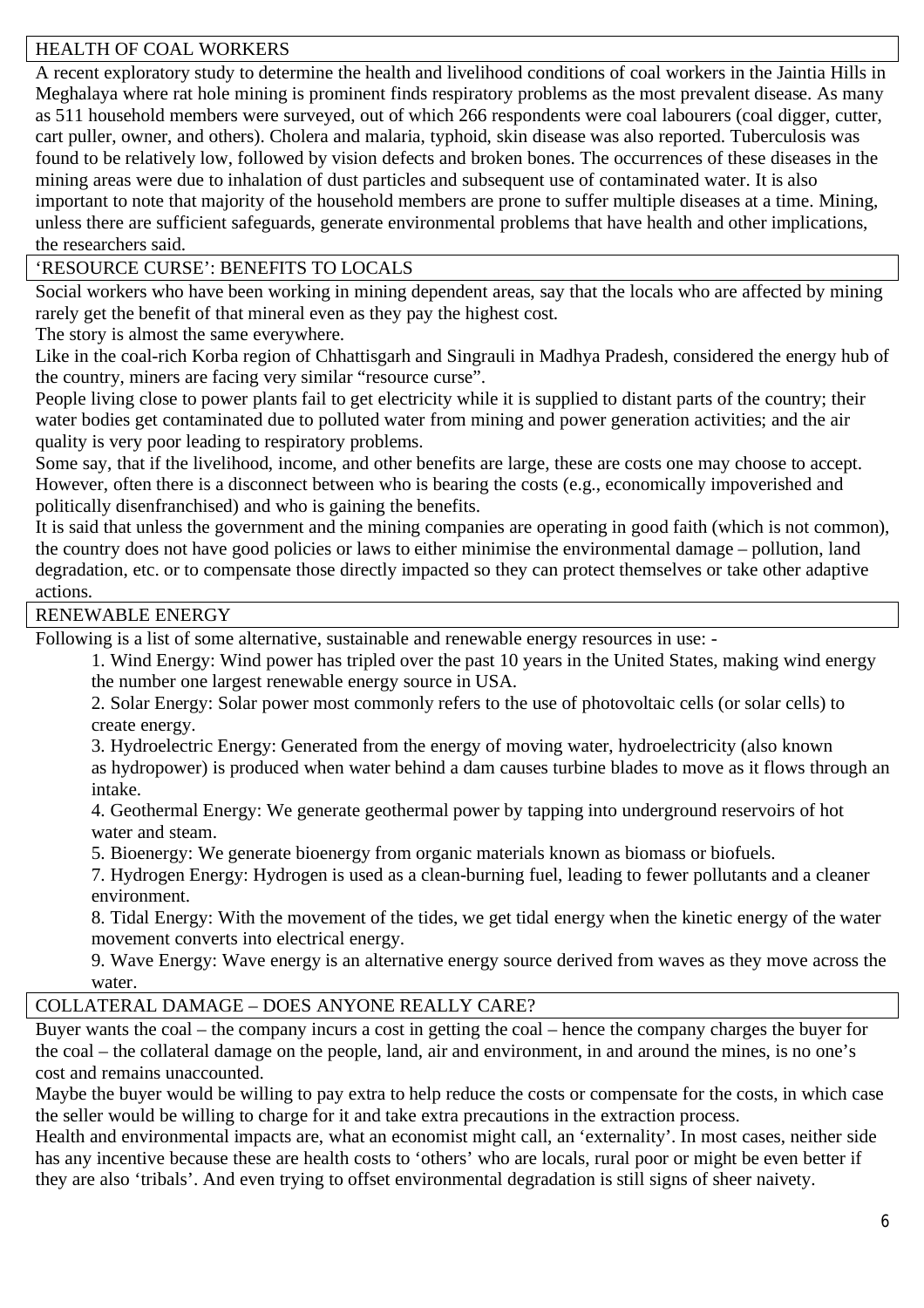## HEALTH OF COAL WORKERS

A recent exploratory study to determine the health and livelihood conditions of coal workers in the Jaintia Hills in Meghalaya where rat hole mining is prominent finds respiratory problems as the most prevalent disease. As many as 511 household members were surveyed, out of which 266 respondents were coal labourers (coal digger, cutter, cart puller, owner, and others). Cholera and malaria, typhoid, skin disease was also reported. Tuberculosis was found to be relatively low, followed by vision defects and broken bones. The occurrences of these diseases in the mining areas were due to inhalation of dust particles and subsequent use of contaminated water. It is also important to note that majority of the household members are prone to suffer multiple diseases at a time. Mining, unless there are sufficient safeguards, generate environmental problems that have health and other implications, the researchers said.

## 'RESOURCE CURSE': BENEFITS TO LOCALS

Social workers who have been working in mining dependent areas, say that the locals who are affected by mining rarely get the benefit of that mineral even as they pay the highest cost.

The story is almost the same everywhere.

Like in the coal-rich Korba region of Chhattisgarh and Singrauli in Madhya Pradesh, considered the energy hub of the country, miners are facing very similar "resource curse".

People living close to power plants fail to get electricity while it is supplied to distant parts of the country; their water bodies get contaminated due to polluted water from mining and power generation activities; and the air quality is very poor leading to respiratory problems.

Some say, that if the livelihood, income, and other benefits are large, these are costs one may choose to accept. However, often there is a disconnect between who is bearing the costs (e.g., economically impoverished and politically disenfranchised) and who is gaining the benefits.

It is said that unless the government and the mining companies are operating in good faith (which is not common), the country does not have good policies or laws to either minimise the environmental damage – pollution, land degradation, etc. or to compensate those directly impacted so they can protect themselves or take other adaptive actions.

## RENEWABLE ENERGY

Following is a list of some alternative, sustainable and renewable energy resources in use: -

1. Wind Energy: Wind power has tripled over the past 10 years in the United States, making wind energy the number one largest renewable energy source in USA.
2. Solar Energy: Solar power most commonly refers to the use of photovoltaic cells (or solar cells) to create energy.
3. Hydroelectric Energy: Generated from the energy of moving water, hydroelectricity (also known as hydropower) is produced when water behind a dam causes turbine blades to move as it flows through an intake.
4. Geothermal Energy: We generate geothermal power by tapping into underground reservoirs of hot water and steam.
5. Bioenergy: We generate bioenergy from organic materials known as biomass or biofuels.

7. Hydrogen Energy: Hydrogen is used as a clean-burning fuel, leading to fewer pollutants and a cleaner environment.
8. Tidal Energy: With the movement of the tides, we get tidal energy when the kinetic energy of the water movement converts into electrical energy.
9. Wave Energy: Wave energy is an alternative energy source derived from waves as they move across the water.

## COLLATERAL DAMAGE – DOES ANYONE REALLY CARE?

Buyer wants the coal – the company incurs a cost in getting the coal – hence the company charges the buyer for the coal – the collateral damage on the people, land, air and environment, in and around the mines, is no one's cost and remains unaccounted.

Maybe the buyer would be willing to pay extra to help reduce the costs or compensate for the costs, in which case the seller would be willing to charge for it and take extra precautions in the extraction process.

Health and environmental impacts are, what an economist might call, an 'externality'. In most cases, neither side has any incentive because these are health costs to 'others' who are locals, rural poor or might be even better if they are also 'tribals'. And even trying to offset environmental degradation is still signs of sheer naivety.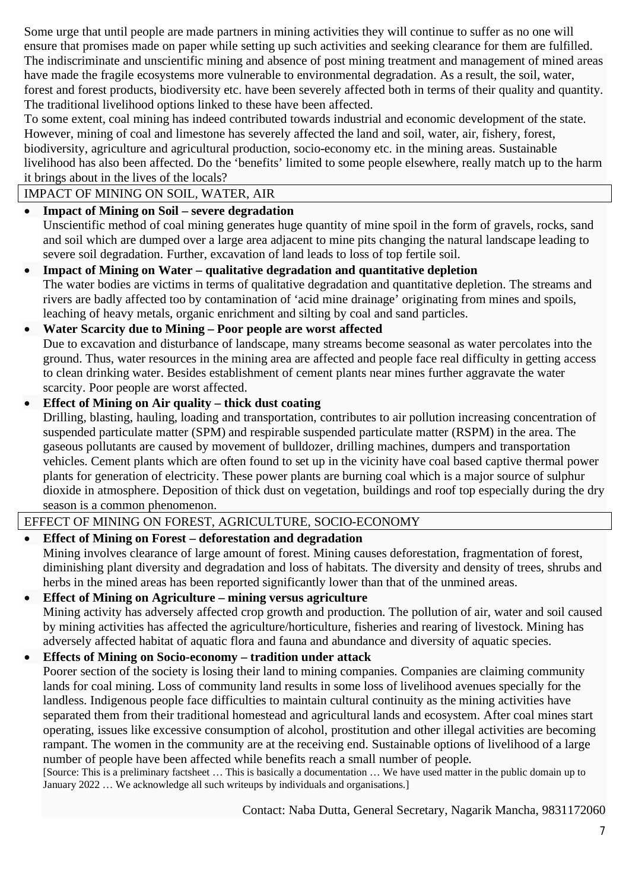Some urge that until people are made partners in mining activities they will continue to suffer as no one will ensure that promises made on paper while setting up such activities and seeking clearance for them are fulfilled. The indiscriminate and unscientific mining and absence of post mining treatment and management of mined areas have made the fragile ecosystems more vulnerable to environmental degradation. As a result, the soil, water, forest and forest products, biodiversity etc. have been severely affected both in terms of their quality and quantity. The traditional livelihood options linked to these have been affected.

To some extent, coal mining has indeed contributed towards industrial and economic development of the state. However, mining of coal and limestone has severely affected the land and soil, water, air, fishery, forest, biodiversity, agriculture and agricultural production, socio-economy etc. in the mining areas. Sustainable livelihood has also been affected. Do the 'benefits' limited to some people elsewhere, really match up to the harm it brings about in the lives of the locals?

## IMPACT OF MINING ON SOIL, WATER, AIR

- **Impact of Mining on Soil – severe degradation**
  Unscientific method of coal mining generates huge quantity of mine spoil in the form of gravels, rocks, sand and soil which are dumped over a large area adjacent to mine pits changing the natural landscape leading to severe soil degradation. Further, excavation of land leads to loss of top fertile soil.
- **Impact of Mining on Water – qualitative degradation and quantitative depletion**
  The water bodies are victims in terms of qualitative degradation and quantitative depletion. The streams and rivers are badly affected too by contamination of 'acid mine drainage' originating from mines and spoils, leaching of heavy metals, organic enrichment and silting by coal and sand particles.
- **Water Scarcity due to Mining – Poor people are worst affected**
  Due to excavation and disturbance of landscape, many streams become seasonal as water percolates into the ground. Thus, water resources in the mining area are affected and people face real difficulty in getting access to clean drinking water. Besides establishment of cement plants near mines further aggravate the water scarcity. Poor people are worst affected.
- **Effect of Mining on Air quality – thick dust coating**
  Drilling, blasting, hauling, loading and transportation, contributes to air pollution increasing concentration of suspended particulate matter (SPM) and respirable suspended particulate matter (RSPM) in the area. The gaseous pollutants are caused by movement of bulldozer, drilling machines, dumpers and transportation vehicles. Cement plants which are often found to set up in the vicinity have coal based captive thermal power plants for generation of electricity. These power plants are burning coal which is a major source of sulphur dioxide in atmosphere. Deposition of thick dust on vegetation, buildings and roof top especially during the dry season is a common phenomenon.

## EFFECT OF MINING ON FOREST, AGRICULTURE, SOCIO-ECONOMY

- **Effect of Mining on Forest – deforestation and degradation**
  Mining involves clearance of large amount of forest. Mining causes deforestation, fragmentation of forest, diminishing plant diversity and degradation and loss of habitats. The diversity and density of trees, shrubs and herbs in the mined areas has been reported significantly lower than that of the unmined areas.
- **Effect of Mining on Agriculture – mining versus agriculture**
  Mining activity has adversely affected crop growth and production. The pollution of air, water and soil caused by mining activities has affected the agriculture/horticulture, fisheries and rearing of livestock. Mining has adversely affected habitat of aquatic flora and fauna and abundance and diversity of aquatic species.
- **Effects of Mining on Socio-economy – tradition under attack**
  Poorer section of the society is losing their land to mining companies. Companies are claiming community lands for coal mining. Loss of community land results in some loss of livelihood avenues specially for the landless. Indigenous people face difficulties to maintain cultural continuity as the mining activities have separated them from their traditional homestead and agricultural lands and ecosystem. After coal mines start operating, issues like excessive consumption of alcohol, prostitution and other illegal activities are becoming rampant. The women in the community are at the receiving end. Sustainable options of livelihood of a large number of people have been affected while benefits reach a small number of people.
  [Source: This is a preliminary factsheet … This is basically a documentation … We have used matter in the public domain up to January 2022 … We acknowledge all such writeups by individuals and organisations.]

Contact: Naba Dutta, General Secretary, Nagarik Mancha, 9831172060